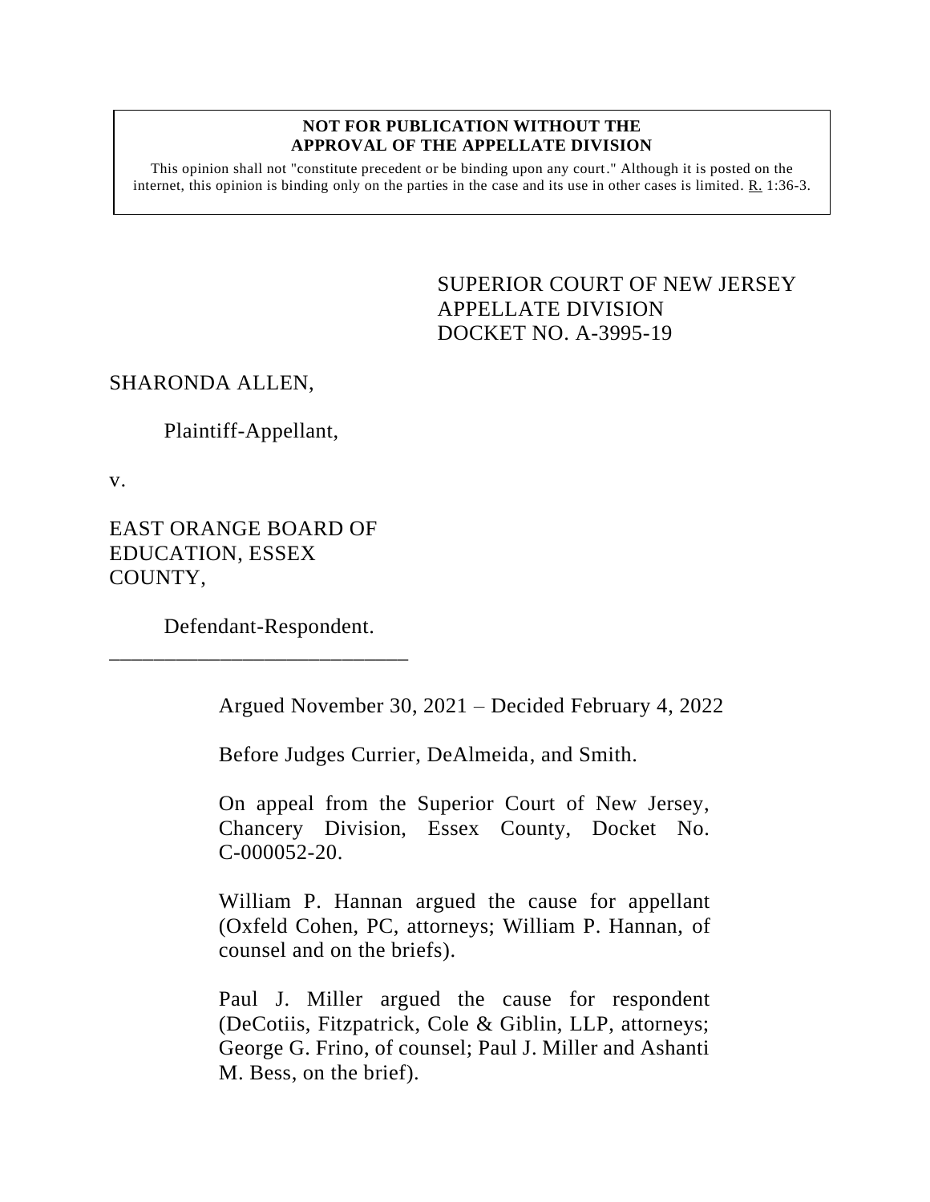**NOT FOR PUBLICATION WITHOUT THE APPROVAL OF THE APPELLATE DIVISION**

This opinion shall not "constitute precedent or be binding upon any court." Although it is posted on the internet, this opinion is binding only on the parties in the case and its use in other cases is limited. R. 1:36-3.

SUPERIOR COURT OF NEW JERSEY
APPELLATE DIVISION
DOCKET NO. A-3995-19

SHARONDA ALLEN,

Plaintiff-Appellant,

v.

EAST ORANGE BOARD OF EDUCATION, ESSEX COUNTY,

Defendant-Respondent.

---

Argued November 30, 2021 – Decided February 4, 2022

Before Judges Currier, DeAlmeida, and Smith.

On appeal from the Superior Court of New Jersey, Chancery Division, Essex County, Docket No. C-000052-20.

William P. Hannan argued the cause for appellant (Oxfeld Cohen, PC, attorneys; William P. Hannan, of counsel and on the briefs).

Paul J. Miller argued the cause for respondent (DeCotiis, Fitzpatrick, Cole & Giblin, LLP, attorneys; George G. Frino, of counsel; Paul J. Miller and Ashanti M. Bess, on the brief).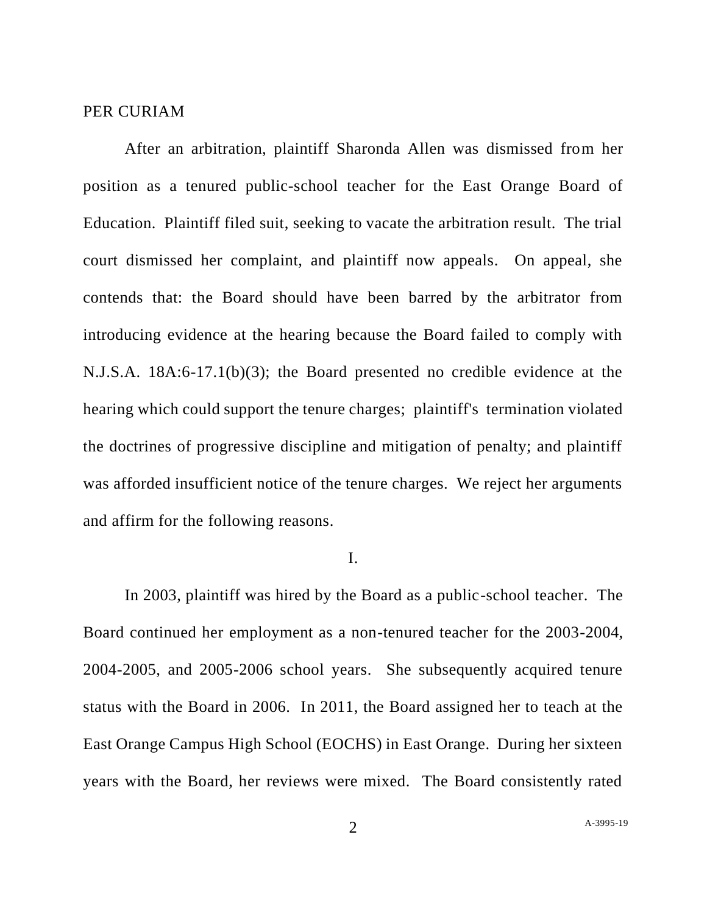PER CURIAM

After an arbitration, plaintiff Sharonda Allen was dismissed from her position as a tenured public-school teacher for the East Orange Board of Education. Plaintiff filed suit, seeking to vacate the arbitration result. The trial court dismissed her complaint, and plaintiff now appeals. On appeal, she contends that: the Board should have been barred by the arbitrator from introducing evidence at the hearing because the Board failed to comply with N.J.S.A. 18A:6-17.1(b)(3); the Board presented no credible evidence at the hearing which could support the tenure charges; plaintiff's termination violated the doctrines of progressive discipline and mitigation of penalty; and plaintiff was afforded insufficient notice of the tenure charges. We reject her arguments and affirm for the following reasons.

I.

In 2003, plaintiff was hired by the Board as a public-school teacher. The Board continued her employment as a non-tenured teacher for the 2003-2004, 2004-2005, and 2005-2006 school years. She subsequently acquired tenure status with the Board in 2006. In 2011, the Board assigned her to teach at the East Orange Campus High School (EOCHS) in East Orange. During her sixteen years with the Board, her reviews were mixed. The Board consistently rated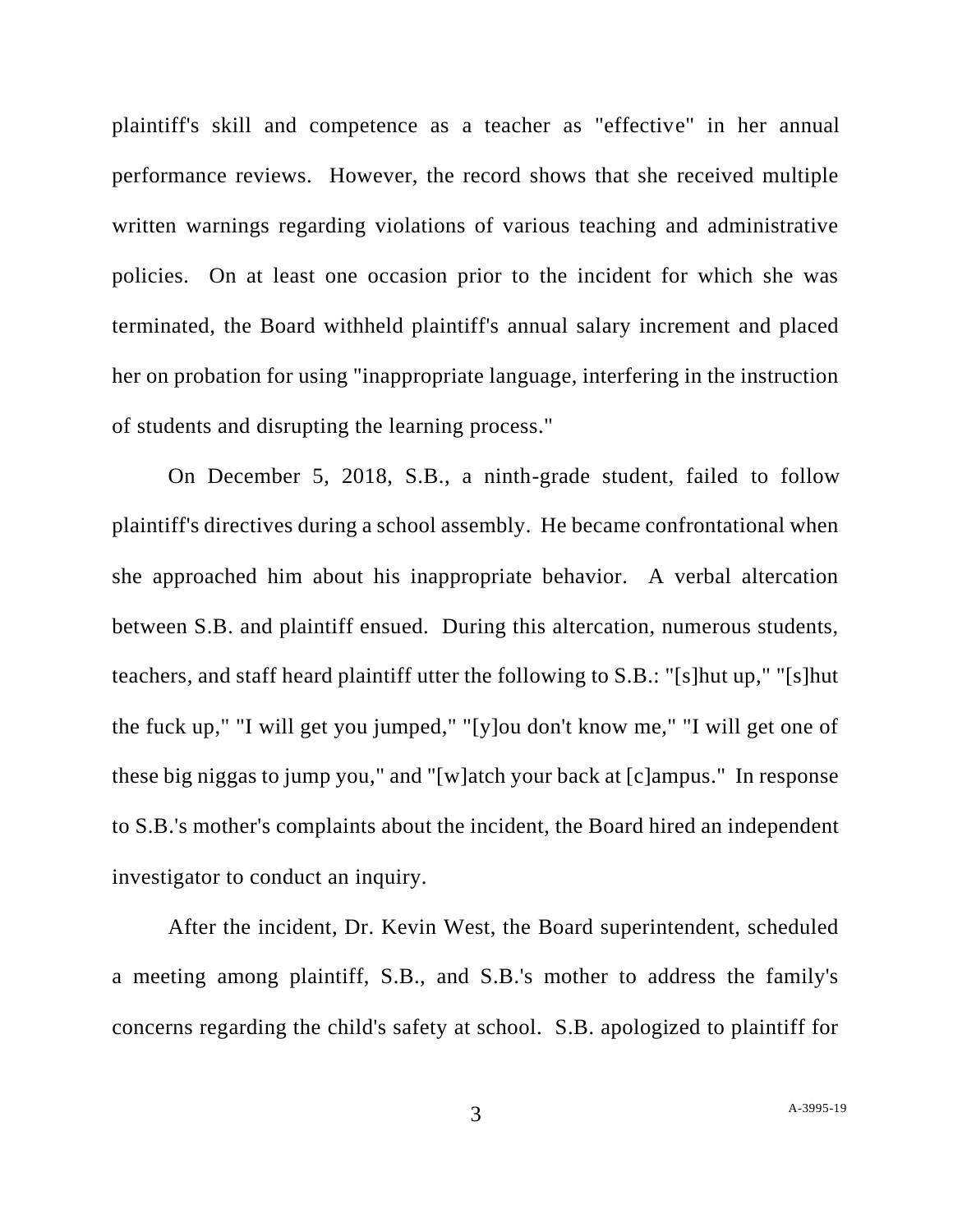plaintiff's skill and competence as a teacher as "effective" in her annual performance reviews. However, the record shows that she received multiple written warnings regarding violations of various teaching and administrative policies. On at least one occasion prior to the incident for which she was terminated, the Board withheld plaintiff's annual salary increment and placed her on probation for using "inappropriate language, interfering in the instruction of students and disrupting the learning process."

On December 5, 2018, S.B., a ninth-grade student, failed to follow plaintiff's directives during a school assembly. He became confrontational when she approached him about his inappropriate behavior. A verbal altercation between S.B. and plaintiff ensued. During this altercation, numerous students, teachers, and staff heard plaintiff utter the following to S.B.: "[s]hut up," "[s]hut the fuck up," "I will get you jumped," "[y]ou don't know me," "I will get one of these big niggas to jump you," and "[w]atch your back at [c]ampus." In response to S.B.'s mother's complaints about the incident, the Board hired an independent investigator to conduct an inquiry.

After the incident, Dr. Kevin West, the Board superintendent, scheduled a meeting among plaintiff, S.B., and S.B.'s mother to address the family's concerns regarding the child's safety at school. S.B. apologized to plaintiff for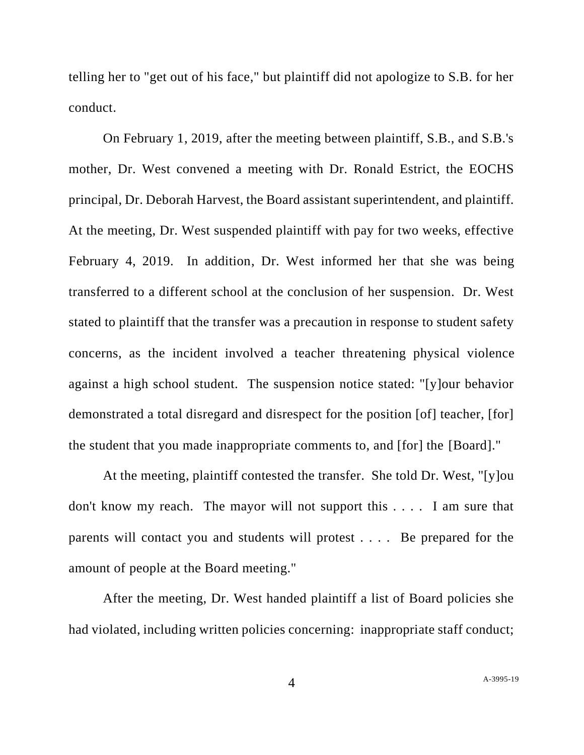telling her to "get out of his face," but plaintiff did not apologize to S.B. for her conduct.

On February 1, 2019, after the meeting between plaintiff, S.B., and S.B.'s mother, Dr. West convened a meeting with Dr. Ronald Estrict, the EOCHS principal, Dr. Deborah Harvest, the Board assistant superintendent, and plaintiff. At the meeting, Dr. West suspended plaintiff with pay for two weeks, effective February 4, 2019. In addition, Dr. West informed her that she was being transferred to a different school at the conclusion of her suspension. Dr. West stated to plaintiff that the transfer was a precaution in response to student safety concerns, as the incident involved a teacher threatening physical violence against a high school student. The suspension notice stated: "[y]our behavior demonstrated a total disregard and disrespect for the position [of] teacher, [for] the student that you made inappropriate comments to, and [for] the [Board]."

At the meeting, plaintiff contested the transfer. She told Dr. West, "[y]ou don't know my reach. The mayor will not support this . . . . I am sure that parents will contact you and students will protest . . . . Be prepared for the amount of people at the Board meeting."

After the meeting, Dr. West handed plaintiff a list of Board policies she had violated, including written policies concerning: inappropriate staff conduct;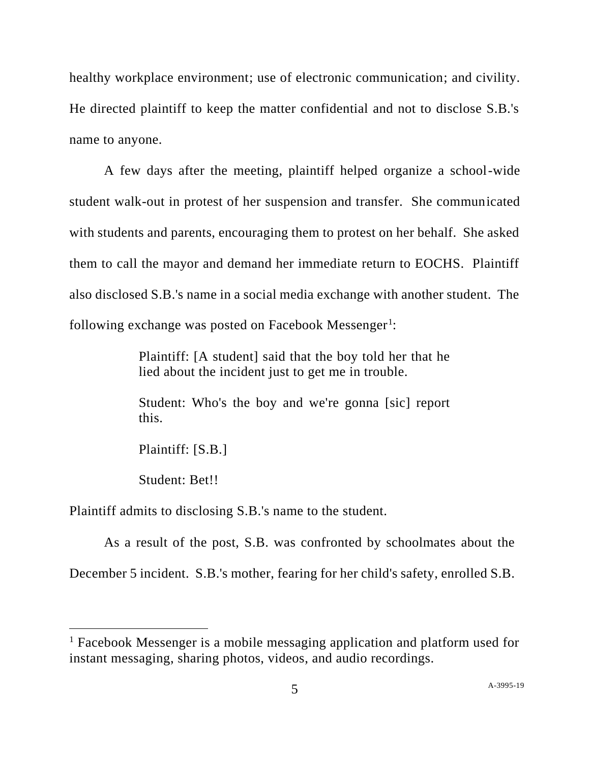healthy workplace environment; use of electronic communication; and civility. He directed plaintiff to keep the matter confidential and not to disclose S.B.'s name to anyone.

A few days after the meeting, plaintiff helped organize a school-wide student walk-out in protest of her suspension and transfer. She communicated with students and parents, encouraging them to protest on her behalf. She asked them to call the mayor and demand her immediate return to EOCHS. Plaintiff also disclosed S.B.'s name in a social media exchange with another student. The following exchange was posted on Facebook Messenger[1]:

> Plaintiff: [A student] said that the boy told her that he lied about the incident just to get me in trouble.
>
> Student: Who's the boy and we're gonna [sic] report this.
>
> Plaintiff: [S.B.]
>
> Student: Bet!!

Plaintiff admits to disclosing S.B.'s name to the student.

As a result of the post, S.B. was confronted by schoolmates about the December 5 incident. S.B.'s mother, fearing for her child's safety, enrolled S.B.

---

[1] Facebook Messenger is a mobile messaging application and platform used for instant messaging, sharing photos, videos, and audio recordings.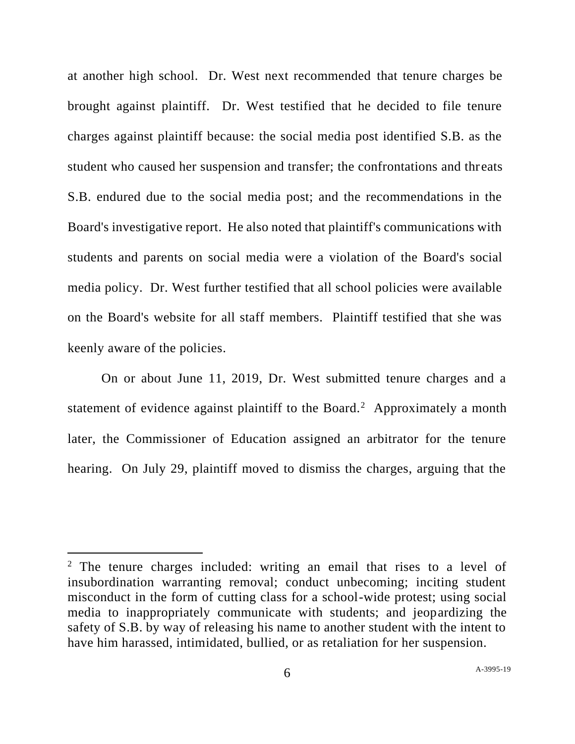at another high school. Dr. West next recommended that tenure charges be brought against plaintiff. Dr. West testified that he decided to file tenure charges against plaintiff because: the social media post identified S.B. as the student who caused her suspension and transfer; the confrontations and threats S.B. endured due to the social media post; and the recommendations in the Board's investigative report. He also noted that plaintiff's communications with students and parents on social media were a violation of the Board's social media policy. Dr. West further testified that all school policies were available on the Board's website for all staff members. Plaintiff testified that she was keenly aware of the policies.

On or about June 11, 2019, Dr. West submitted tenure charges and a statement of evidence against plaintiff to the Board.[2] Approximately a month later, the Commissioner of Education assigned an arbitrator for the tenure hearing. On July 29, plaintiff moved to dismiss the charges, arguing that the

---

[2] The tenure charges included: writing an email that rises to a level of insubordination warranting removal; conduct unbecoming; inciting student misconduct in the form of cutting class for a school-wide protest; using social media to inappropriately communicate with students; and jeopardizing the safety of S.B. by way of releasing his name to another student with the intent to have him harassed, intimidated, bullied, or as retaliation for her suspension.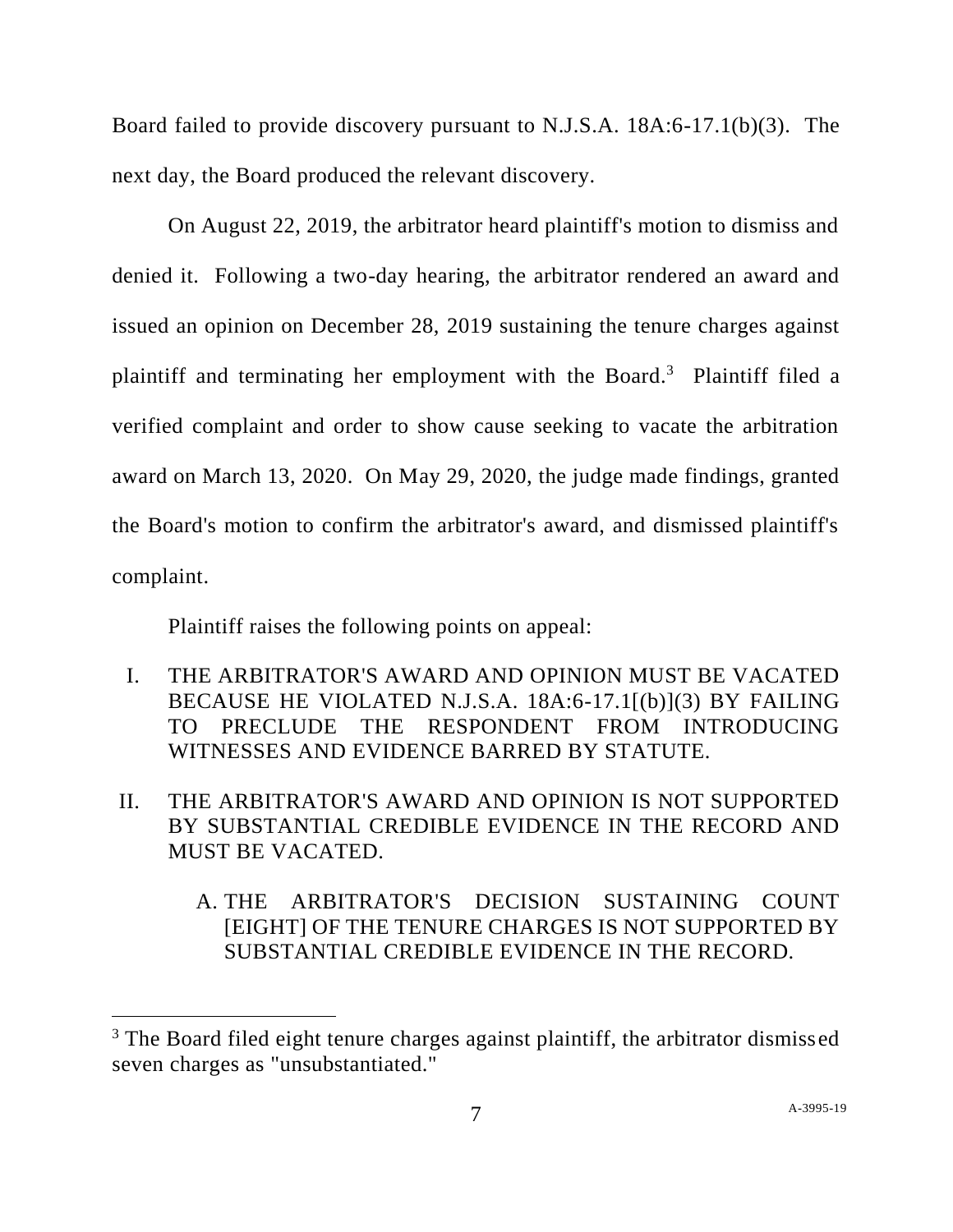Board failed to provide discovery pursuant to N.J.S.A. 18A:6-17.1(b)(3). The next day, the Board produced the relevant discovery.

On August 22, 2019, the arbitrator heard plaintiff's motion to dismiss and denied it. Following a two-day hearing, the arbitrator rendered an award and issued an opinion on December 28, 2019 sustaining the tenure charges against plaintiff and terminating her employment with the Board.[3] Plaintiff filed a verified complaint and order to show cause seeking to vacate the arbitration award on March 13, 2020. On May 29, 2020, the judge made findings, granted the Board's motion to confirm the arbitrator's award, and dismissed plaintiff's complaint.

Plaintiff raises the following points on appeal:

I. THE ARBITRATOR'S AWARD AND OPINION MUST BE VACATED BECAUSE HE VIOLATED N.J.S.A. 18A:6-17.1[(b)](3) BY FAILING TO PRECLUDE THE RESPONDENT FROM INTRODUCING WITNESSES AND EVIDENCE BARRED BY STATUTE.

II. THE ARBITRATOR'S AWARD AND OPINION IS NOT SUPPORTED BY SUBSTANTIAL CREDIBLE EVIDENCE IN THE RECORD AND MUST BE VACATED.

  A. THE ARBITRATOR'S DECISION SUSTAINING COUNT [EIGHT] OF THE TENURE CHARGES IS NOT SUPPORTED BY SUBSTANTIAL CREDIBLE EVIDENCE IN THE RECORD.

---

[3] The Board filed eight tenure charges against plaintiff, the arbitrator dismissed seven charges as "unsubstantiated."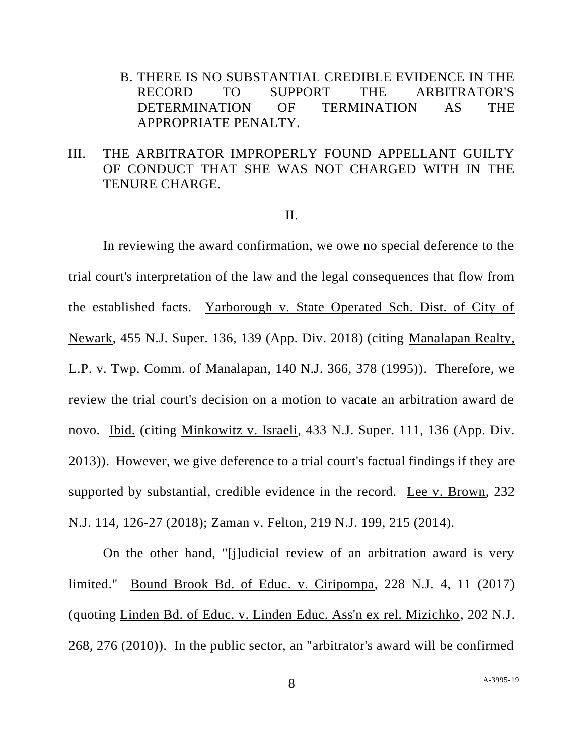B. THERE IS NO SUBSTANTIAL CREDIBLE EVIDENCE IN THE RECORD TO SUPPORT THE ARBITRATOR'S DETERMINATION OF TERMINATION AS THE APPROPRIATE PENALTY.

III. THE ARBITRATOR IMPROPERLY FOUND APPELLANT GUILTY OF CONDUCT THAT SHE WAS NOT CHARGED WITH IN THE TENURE CHARGE.

## II.

In reviewing the award confirmation, we owe no special deference to the trial court's interpretation of the law and the legal consequences that flow from the established facts. Yarborough v. State Operated Sch. Dist. of City of Newark, 455 N.J. Super. 136, 139 (App. Div. 2018) (citing Manalapan Realty, L.P. v. Twp. Comm. of Manalapan, 140 N.J. 366, 378 (1995)). Therefore, we review the trial court's decision on a motion to vacate an arbitration award de novo. Ibid. (citing Minkowitz v. Israeli, 433 N.J. Super. 111, 136 (App. Div. 2013)). However, we give deference to a trial court's factual findings if they are supported by substantial, credible evidence in the record. Lee v. Brown, 232 N.J. 114, 126-27 (2018); Zaman v. Felton, 219 N.J. 199, 215 (2014).

On the other hand, "[j]udicial review of an arbitration award is very limited." Bound Brook Bd. of Educ. v. Ciripompa, 228 N.J. 4, 11 (2017) (quoting Linden Bd. of Educ. v. Linden Educ. Ass'n ex rel. Mizichko, 202 N.J. 268, 276 (2010)). In the public sector, an "arbitrator's award will be confirmed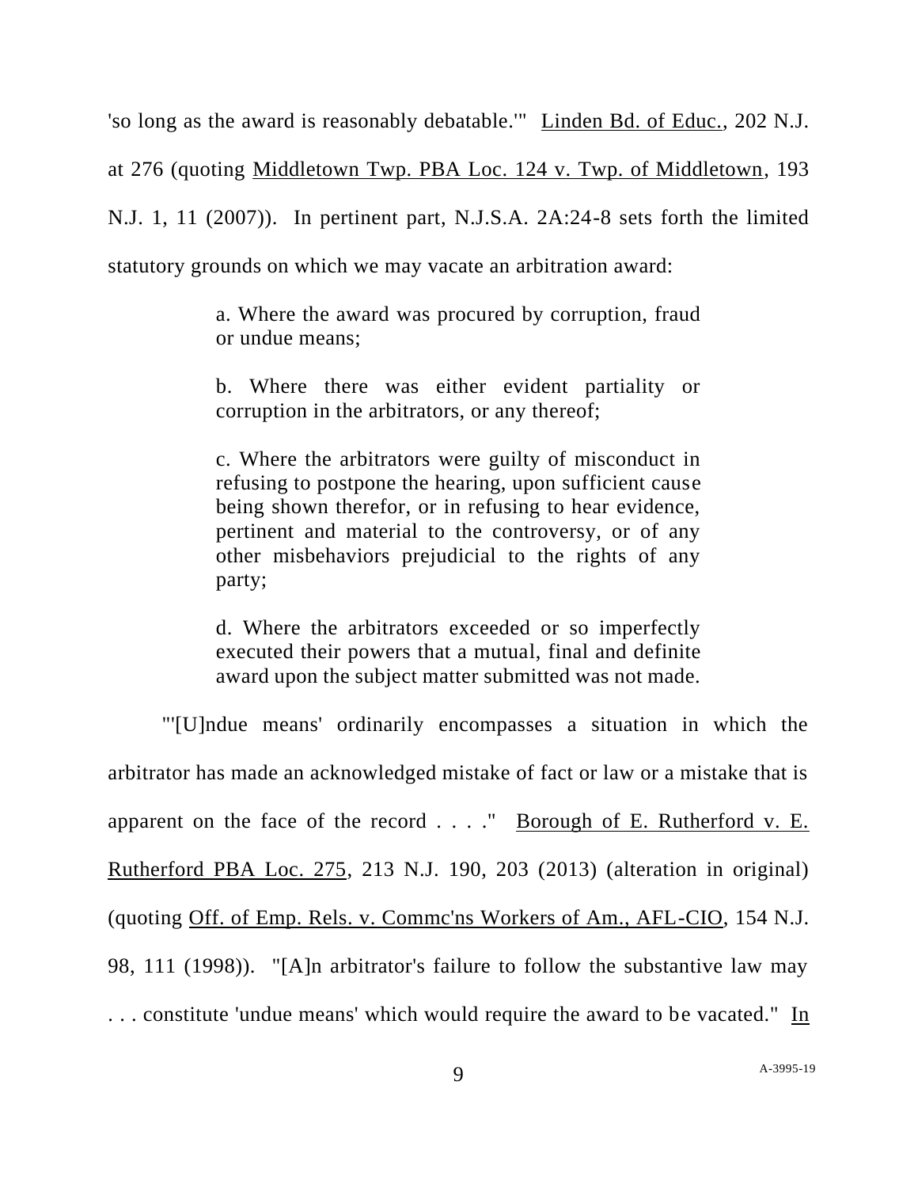'so long as the award is reasonably debatable.'" Linden Bd. of Educ., 202 N.J. at 276 (quoting Middletown Twp. PBA Loc. 124 v. Twp. of Middletown, 193 N.J. 1, 11 (2007)). In pertinent part, N.J.S.A. 2A:24-8 sets forth the limited statutory grounds on which we may vacate an arbitration award:

> a. Where the award was procured by corruption, fraud or undue means;
>
> b. Where there was either evident partiality or corruption in the arbitrators, or any thereof;
>
> c. Where the arbitrators were guilty of misconduct in refusing to postpone the hearing, upon sufficient cause being shown therefor, or in refusing to hear evidence, pertinent and material to the controversy, or of any other misbehaviors prejudicial to the rights of any party;
>
> d. Where the arbitrators exceeded or so imperfectly executed their powers that a mutual, final and definite award upon the subject matter submitted was not made.

"'[U]ndue means' ordinarily encompasses a situation in which the arbitrator has made an acknowledged mistake of fact or law or a mistake that is apparent on the face of the record . . . ." Borough of E. Rutherford v. E. Rutherford PBA Loc. 275, 213 N.J. 190, 203 (2013) (alteration in original) (quoting Off. of Emp. Rels. v. Commc'ns Workers of Am., AFL-CIO, 154 N.J. 98, 111 (1998)). "[A]n arbitrator's failure to follow the substantive law may . . . constitute 'undue means' which would require the award to be vacated." In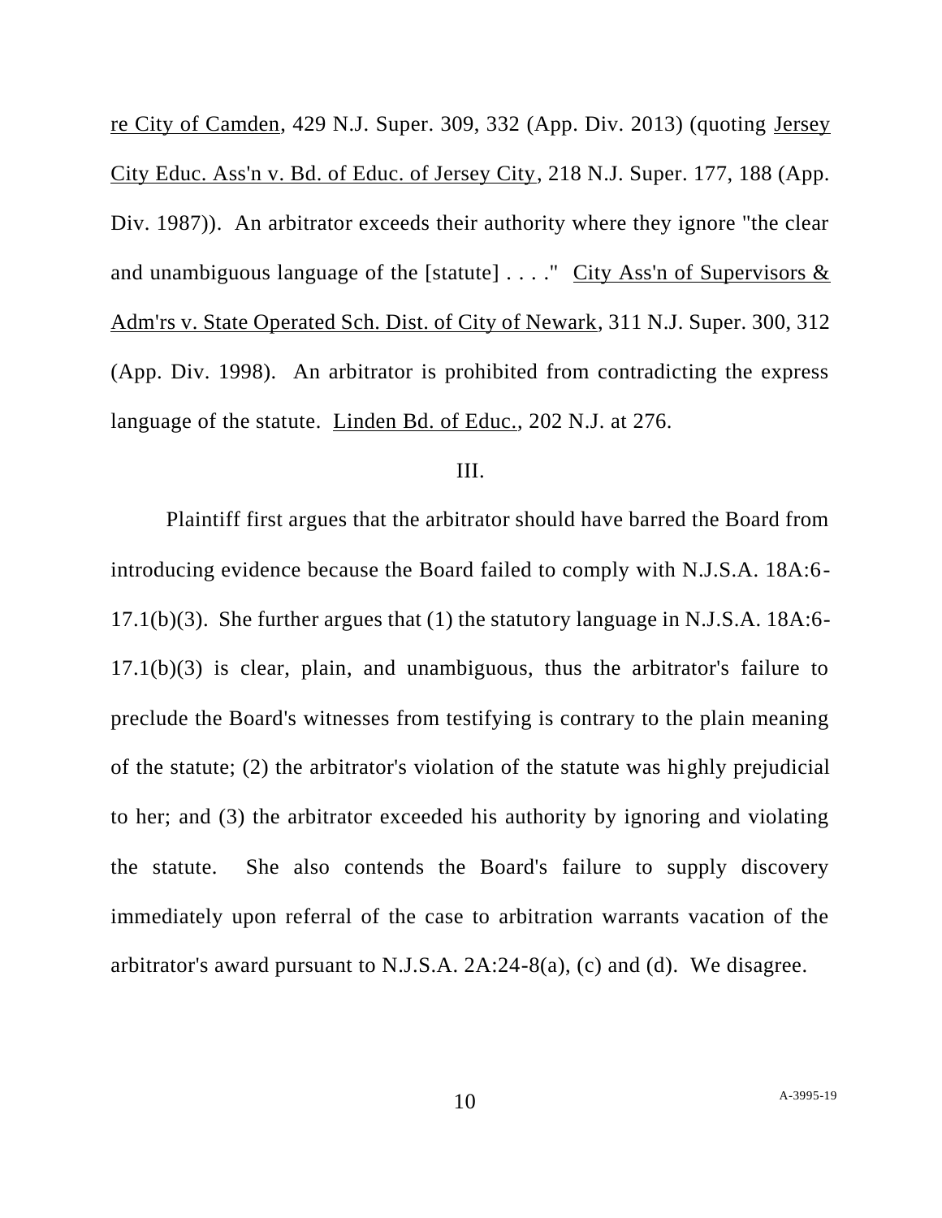re City of Camden, 429 N.J. Super. 309, 332 (App. Div. 2013) (quoting Jersey City Educ. Ass'n v. Bd. of Educ. of Jersey City, 218 N.J. Super. 177, 188 (App. Div. 1987)). An arbitrator exceeds their authority where they ignore "the clear and unambiguous language of the [statute] . . . ." City Ass'n of Supervisors & Adm'rs v. State Operated Sch. Dist. of City of Newark, 311 N.J. Super. 300, 312 (App. Div. 1998). An arbitrator is prohibited from contradicting the express language of the statute. Linden Bd. of Educ., 202 N.J. at 276.

III.

Plaintiff first argues that the arbitrator should have barred the Board from introducing evidence because the Board failed to comply with N.J.S.A. 18A:6-17.1(b)(3). She further argues that (1) the statutory language in N.J.S.A. 18A:6-17.1(b)(3) is clear, plain, and unambiguous, thus the arbitrator's failure to preclude the Board's witnesses from testifying is contrary to the plain meaning of the statute; (2) the arbitrator's violation of the statute was highly prejudicial to her; and (3) the arbitrator exceeded his authority by ignoring and violating the statute. She also contends the Board's failure to supply discovery immediately upon referral of the case to arbitration warrants vacation of the arbitrator's award pursuant to N.J.S.A. 2A:24-8(a), (c) and (d). We disagree.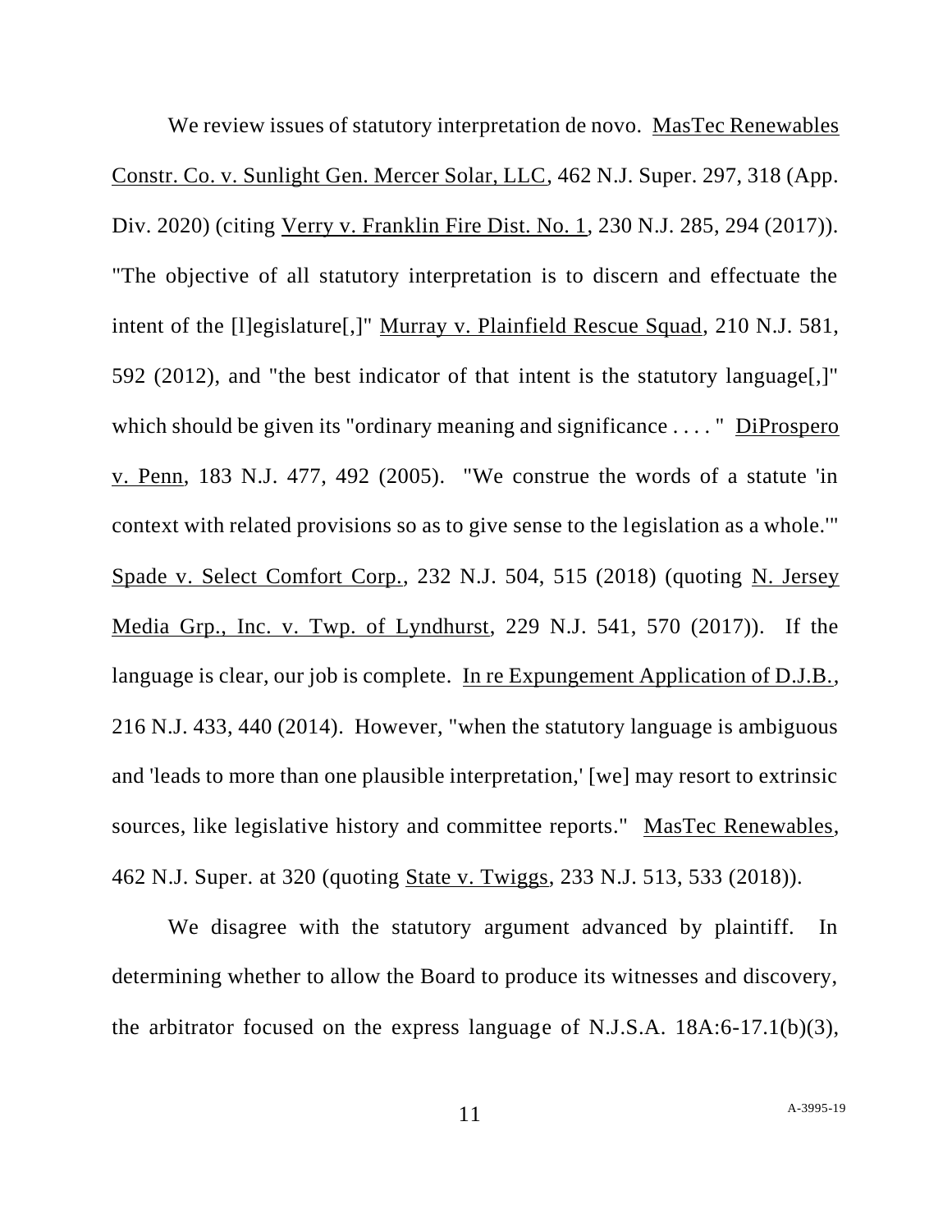We review issues of statutory interpretation de novo. MasTec Renewables Constr. Co. v. Sunlight Gen. Mercer Solar, LLC, 462 N.J. Super. 297, 318 (App. Div. 2020) (citing Verry v. Franklin Fire Dist. No. 1, 230 N.J. 285, 294 (2017)). "The objective of all statutory interpretation is to discern and effectuate the intent of the [l]egislature[,]" Murray v. Plainfield Rescue Squad, 210 N.J. 581, 592 (2012), and "the best indicator of that intent is the statutory language[,]" which should be given its "ordinary meaning and significance . . . . " DiProspero v. Penn, 183 N.J. 477, 492 (2005). "We construe the words of a statute 'in context with related provisions so as to give sense to the legislation as a whole.'" Spade v. Select Comfort Corp., 232 N.J. 504, 515 (2018) (quoting N. Jersey Media Grp., Inc. v. Twp. of Lyndhurst, 229 N.J. 541, 570 (2017)). If the language is clear, our job is complete. In re Expungement Application of D.J.B., 216 N.J. 433, 440 (2014). However, "when the statutory language is ambiguous and 'leads to more than one plausible interpretation,' [we] may resort to extrinsic sources, like legislative history and committee reports." MasTec Renewables, 462 N.J. Super. at 320 (quoting State v. Twiggs, 233 N.J. 513, 533 (2018)).

We disagree with the statutory argument advanced by plaintiff. In determining whether to allow the Board to produce its witnesses and discovery, the arbitrator focused on the express language of N.J.S.A. 18A:6-17.1(b)(3),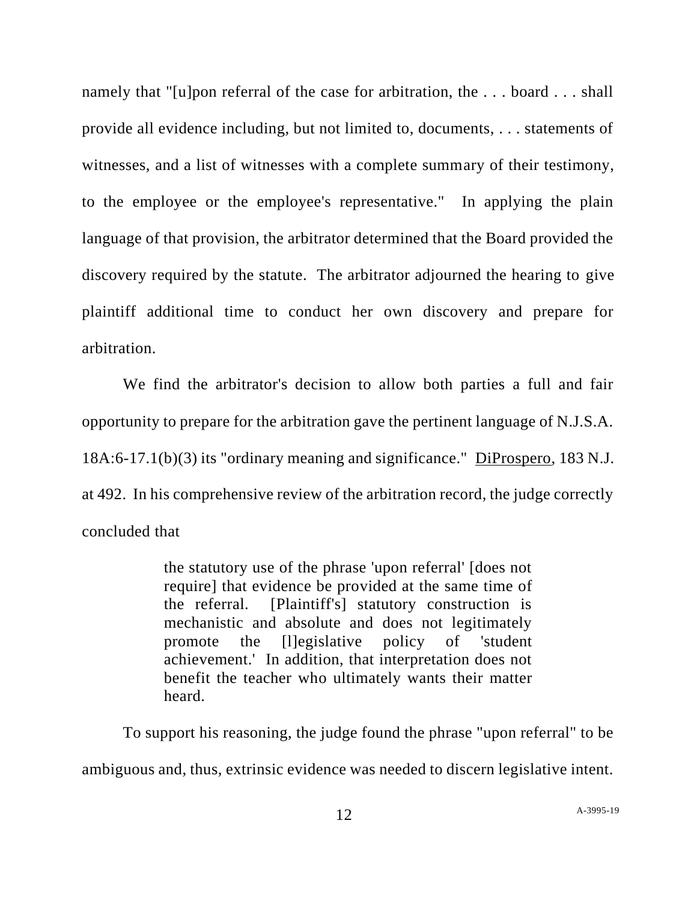namely that "[u]pon referral of the case for arbitration, the . . . board . . . shall provide all evidence including, but not limited to, documents, . . . statements of witnesses, and a list of witnesses with a complete summary of their testimony, to the employee or the employee's representative." In applying the plain language of that provision, the arbitrator determined that the Board provided the discovery required by the statute. The arbitrator adjourned the hearing to give plaintiff additional time to conduct her own discovery and prepare for arbitration.

We find the arbitrator's decision to allow both parties a full and fair opportunity to prepare for the arbitration gave the pertinent language of N.J.S.A. 18A:6-17.1(b)(3) its "ordinary meaning and significance." DiProspero, 183 N.J. at 492. In his comprehensive review of the arbitration record, the judge correctly concluded that

> the statutory use of the phrase 'upon referral' [does not require] that evidence be provided at the same time of the referral. [Plaintiff's] statutory construction is mechanistic and absolute and does not legitimately promote the [l]egislative policy of 'student achievement.' In addition, that interpretation does not benefit the teacher who ultimately wants their matter heard.

To support his reasoning, the judge found the phrase "upon referral" to be ambiguous and, thus, extrinsic evidence was needed to discern legislative intent.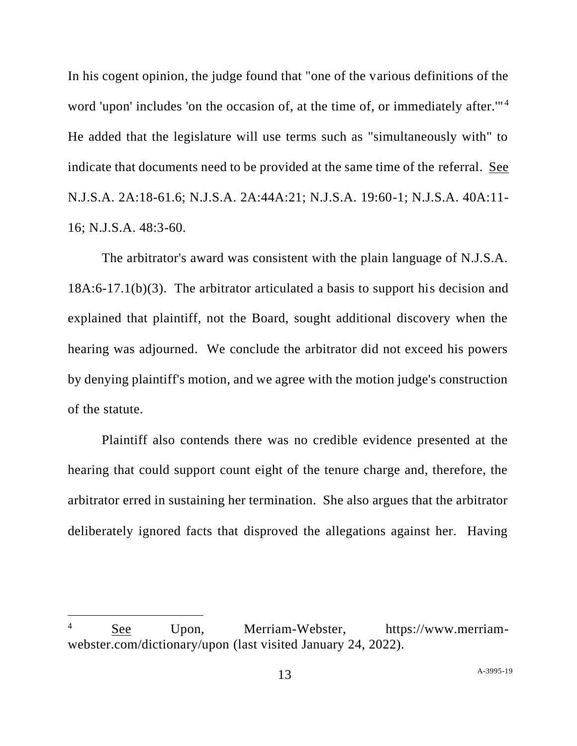In his cogent opinion, the judge found that "one of the various definitions of the word 'upon' includes 'on the occasion of, at the time of, or immediately after.'"[4] He added that the legislature will use terms such as "simultaneously with" to indicate that documents need to be provided at the same time of the referral. See N.J.S.A. 2A:18-61.6; N.J.S.A. 2A:44A:21; N.J.S.A. 19:60-1; N.J.S.A. 40A:11-16; N.J.S.A. 48:3-60.

The arbitrator's award was consistent with the plain language of N.J.S.A. 18A:6-17.1(b)(3). The arbitrator articulated a basis to support his decision and explained that plaintiff, not the Board, sought additional discovery when the hearing was adjourned. We conclude the arbitrator did not exceed his powers by denying plaintiff's motion, and we agree with the motion judge's construction of the statute.

Plaintiff also contends there was no credible evidence presented at the hearing that could support count eight of the tenure charge and, therefore, the arbitrator erred in sustaining her termination. She also argues that the arbitrator deliberately ignored facts that disproved the allegations against her. Having

---

[4] See Upon, Merriam-Webster, https://www.merriam-webster.com/dictionary/upon (last visited January 24, 2022).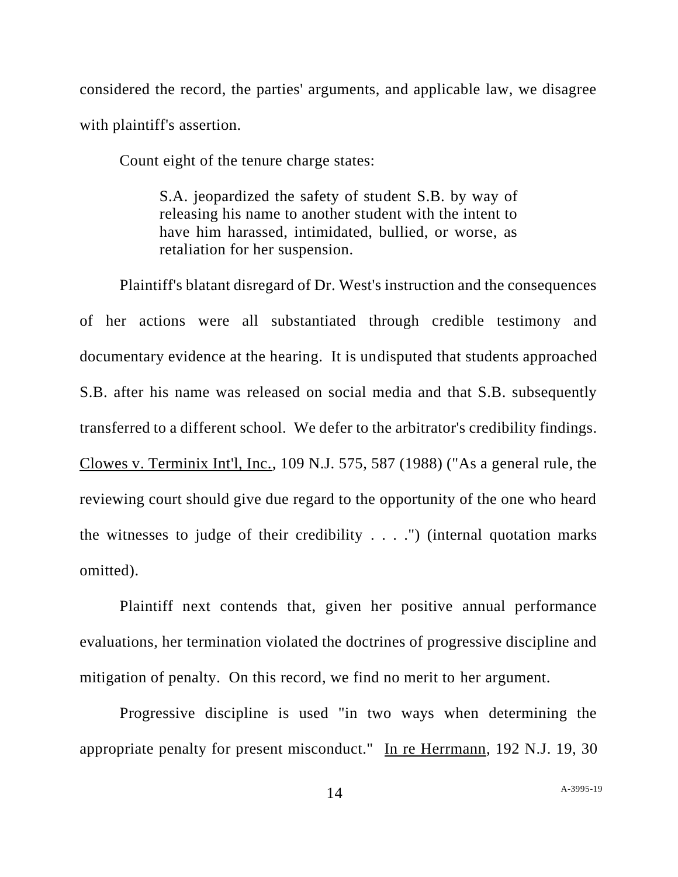considered the record, the parties' arguments, and applicable law, we disagree with plaintiff's assertion.

Count eight of the tenure charge states:

> S.A. jeopardized the safety of student S.B. by way of releasing his name to another student with the intent to have him harassed, intimidated, bullied, or worse, as retaliation for her suspension.

Plaintiff's blatant disregard of Dr. West's instruction and the consequences of her actions were all substantiated through credible testimony and documentary evidence at the hearing. It is undisputed that students approached S.B. after his name was released on social media and that S.B. subsequently transferred to a different school. We defer to the arbitrator's credibility findings. Clowes v. Terminix Int'l, Inc., 109 N.J. 575, 587 (1988) ("As a general rule, the reviewing court should give due regard to the opportunity of the one who heard the witnesses to judge of their credibility . . . .") (internal quotation marks omitted).

Plaintiff next contends that, given her positive annual performance evaluations, her termination violated the doctrines of progressive discipline and mitigation of penalty. On this record, we find no merit to her argument.

Progressive discipline is used "in two ways when determining the appropriate penalty for present misconduct." In re Herrmann, 192 N.J. 19, 30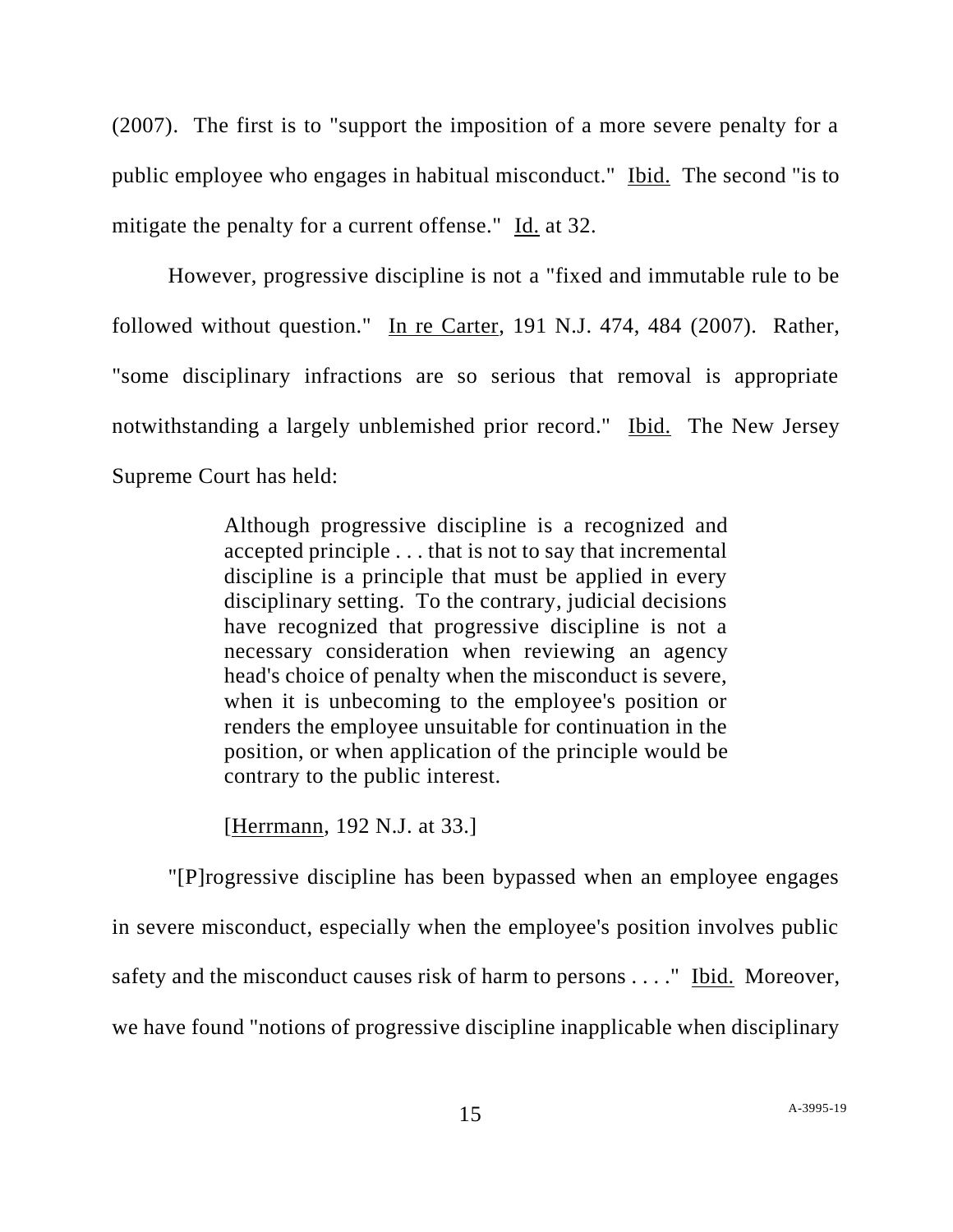(2007). The first is to "support the imposition of a more severe penalty for a public employee who engages in habitual misconduct." Ibid. The second "is to mitigate the penalty for a current offense." Id. at 32.

However, progressive discipline is not a "fixed and immutable rule to be followed without question." In re Carter, 191 N.J. 474, 484 (2007). Rather, "some disciplinary infractions are so serious that removal is appropriate notwithstanding a largely unblemished prior record." Ibid. The New Jersey Supreme Court has held:

> Although progressive discipline is a recognized and accepted principle . . . that is not to say that incremental discipline is a principle that must be applied in every disciplinary setting. To the contrary, judicial decisions have recognized that progressive discipline is not a necessary consideration when reviewing an agency head's choice of penalty when the misconduct is severe, when it is unbecoming to the employee's position or renders the employee unsuitable for continuation in the position, or when application of the principle would be contrary to the public interest.
>
> [Herrmann, 192 N.J. at 33.]

"[P]rogressive discipline has been bypassed when an employee engages in severe misconduct, especially when the employee's position involves public safety and the misconduct causes risk of harm to persons . . . ." Ibid. Moreover, we have found "notions of progressive discipline inapplicable when disciplinary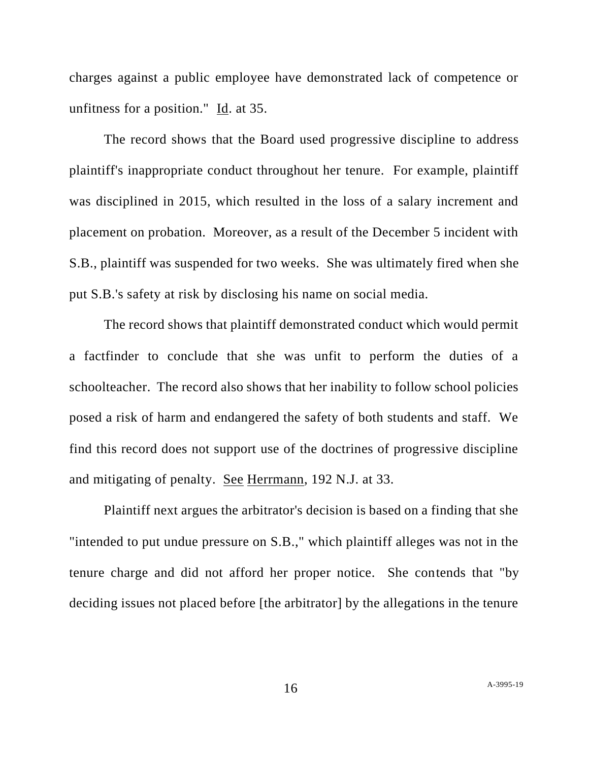charges against a public employee have demonstrated lack of competence or unfitness for a position." Id. at 35.

The record shows that the Board used progressive discipline to address plaintiff's inappropriate conduct throughout her tenure. For example, plaintiff was disciplined in 2015, which resulted in the loss of a salary increment and placement on probation. Moreover, as a result of the December 5 incident with S.B., plaintiff was suspended for two weeks. She was ultimately fired when she put S.B.'s safety at risk by disclosing his name on social media.

The record shows that plaintiff demonstrated conduct which would permit a factfinder to conclude that she was unfit to perform the duties of a schoolteacher. The record also shows that her inability to follow school policies posed a risk of harm and endangered the safety of both students and staff. We find this record does not support use of the doctrines of progressive discipline and mitigating of penalty. See Herrmann, 192 N.J. at 33.

Plaintiff next argues the arbitrator's decision is based on a finding that she "intended to put undue pressure on S.B.," which plaintiff alleges was not in the tenure charge and did not afford her proper notice. She contends that "by deciding issues not placed before [the arbitrator] by the allegations in the tenure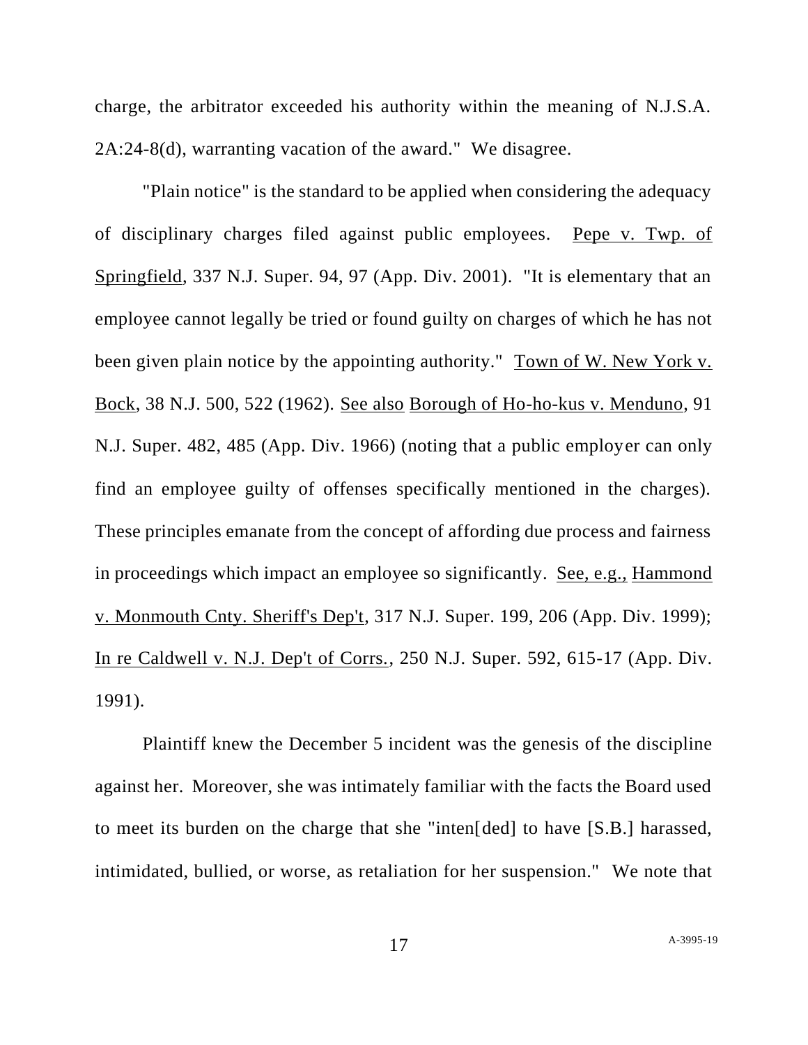charge, the arbitrator exceeded his authority within the meaning of N.J.S.A. 2A:24-8(d), warranting vacation of the award." We disagree.

"Plain notice" is the standard to be applied when considering the adequacy of disciplinary charges filed against public employees. Pepe v. Twp. of Springfield, 337 N.J. Super. 94, 97 (App. Div. 2001). "It is elementary that an employee cannot legally be tried or found guilty on charges of which he has not been given plain notice by the appointing authority." Town of W. New York v. Bock, 38 N.J. 500, 522 (1962). See also Borough of Ho-ho-kus v. Menduno, 91 N.J. Super. 482, 485 (App. Div. 1966) (noting that a public employer can only find an employee guilty of offenses specifically mentioned in the charges). These principles emanate from the concept of affording due process and fairness in proceedings which impact an employee so significantly. See, e.g., Hammond v. Monmouth Cnty. Sheriff's Dep't, 317 N.J. Super. 199, 206 (App. Div. 1999); In re Caldwell v. N.J. Dep't of Corrs., 250 N.J. Super. 592, 615-17 (App. Div. 1991).

Plaintiff knew the December 5 incident was the genesis of the discipline against her. Moreover, she was intimately familiar with the facts the Board used to meet its burden on the charge that she "inten[ded] to have [S.B.] harassed, intimidated, bullied, or worse, as retaliation for her suspension." We note that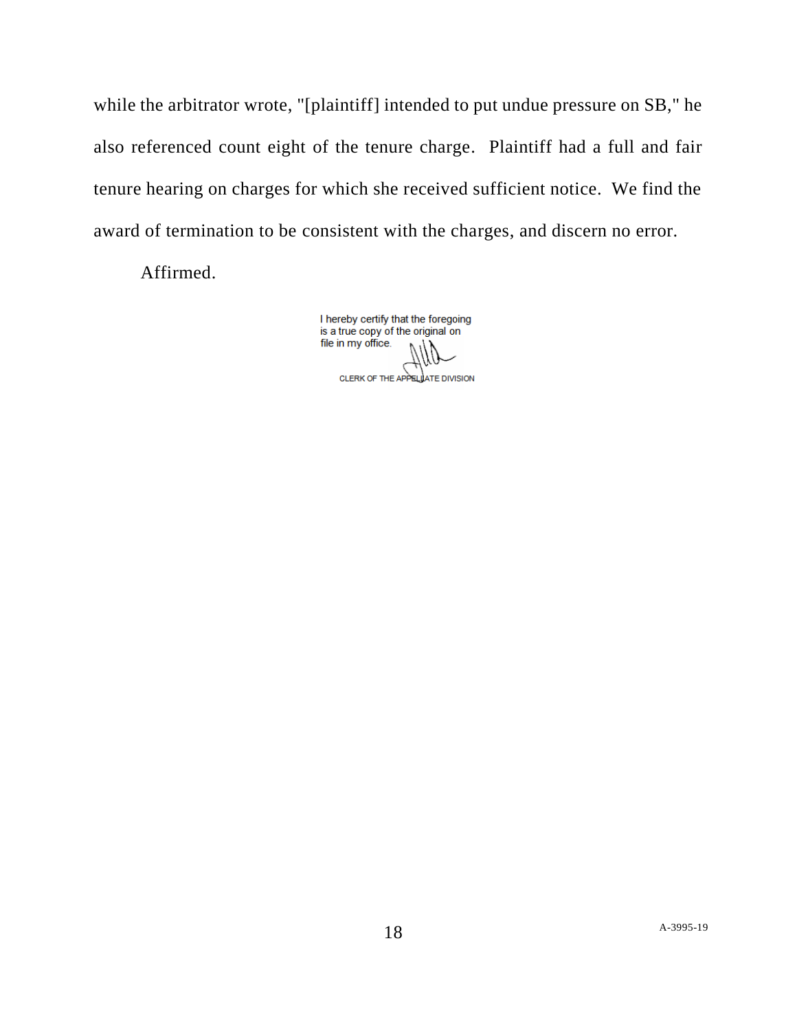while the arbitrator wrote, "[plaintiff] intended to put undue pressure on SB," he also referenced count eight of the tenure charge. Plaintiff had a full and fair tenure hearing on charges for which she received sufficient notice. We find the award of termination to be consistent with the charges, and discern no error.

Affirmed.

I hereby certify that the foregoing is a true copy of the original on file in my office.

CLERK OF THE APPELLATE DIVISION